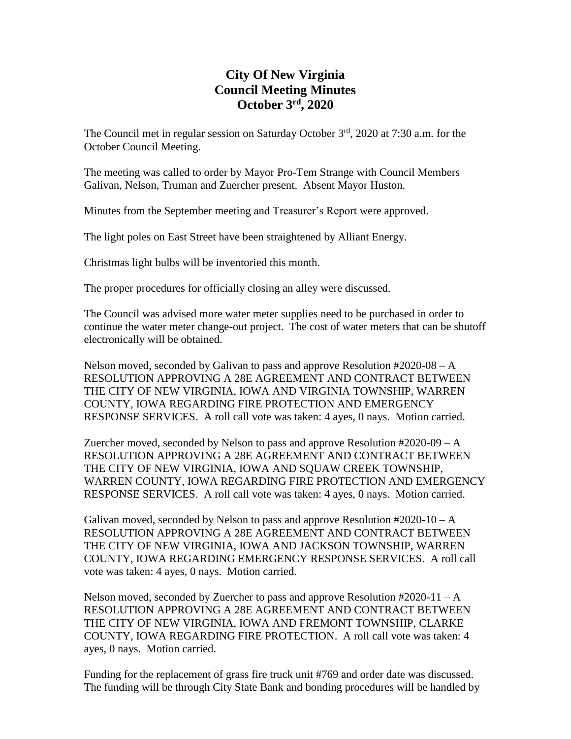# City Of New Virginia
# Council Meeting Minutes
# October 3rd, 2020

The Council met in regular session on Saturday October 3rd, 2020 at 7:30 a.m. for the October Council Meeting.

The meeting was called to order by Mayor Pro-Tem Strange with Council Members Galivan, Nelson, Truman and Zuercher present. Absent Mayor Huston.

Minutes from the September meeting and Treasurer's Report were approved.

The light poles on East Street have been straightened by Alliant Energy.

Christmas light bulbs will be inventoried this month.

The proper procedures for officially closing an alley were discussed.

The Council was advised more water meter supplies need to be purchased in order to continue the water meter change-out project. The cost of water meters that can be shutoff electronically will be obtained.

Nelson moved, seconded by Galivan to pass and approve Resolution #2020-08 – A RESOLUTION APPROVING A 28E AGREEMENT AND CONTRACT BETWEEN THE CITY OF NEW VIRGINIA, IOWA AND VIRGINIA TOWNSHIP, WARREN COUNTY, IOWA REGARDING FIRE PROTECTION AND EMERGENCY RESPONSE SERVICES. A roll call vote was taken: 4 ayes, 0 nays. Motion carried.

Zuercher moved, seconded by Nelson to pass and approve Resolution #2020-09 – A RESOLUTION APPROVING A 28E AGREEMENT AND CONTRACT BETWEEN THE CITY OF NEW VIRGINIA, IOWA AND SQUAW CREEK TOWNSHIP, WARREN COUNTY, IOWA REGARDING FIRE PROTECTION AND EMERGENCY RESPONSE SERVICES. A roll call vote was taken: 4 ayes, 0 nays. Motion carried.

Galivan moved, seconded by Nelson to pass and approve Resolution #2020-10 – A RESOLUTION APPROVING A 28E AGREEMENT AND CONTRACT BETWEEN THE CITY OF NEW VIRGINIA, IOWA AND JACKSON TOWNSHIP, WARREN COUNTY, IOWA REGARDING EMERGENCY RESPONSE SERVICES. A roll call vote was taken: 4 ayes, 0 nays. Motion carried.

Nelson moved, seconded by Zuercher to pass and approve Resolution #2020-11 – A RESOLUTION APPROVING A 28E AGREEMENT AND CONTRACT BETWEEN THE CITY OF NEW VIRGINIA, IOWA AND FREMONT TOWNSHIP, CLARKE COUNTY, IOWA REGARDING FIRE PROTECTION. A roll call vote was taken: 4 ayes, 0 nays. Motion carried.

Funding for the replacement of grass fire truck unit #769 and order date was discussed. The funding will be through City State Bank and bonding procedures will be handled by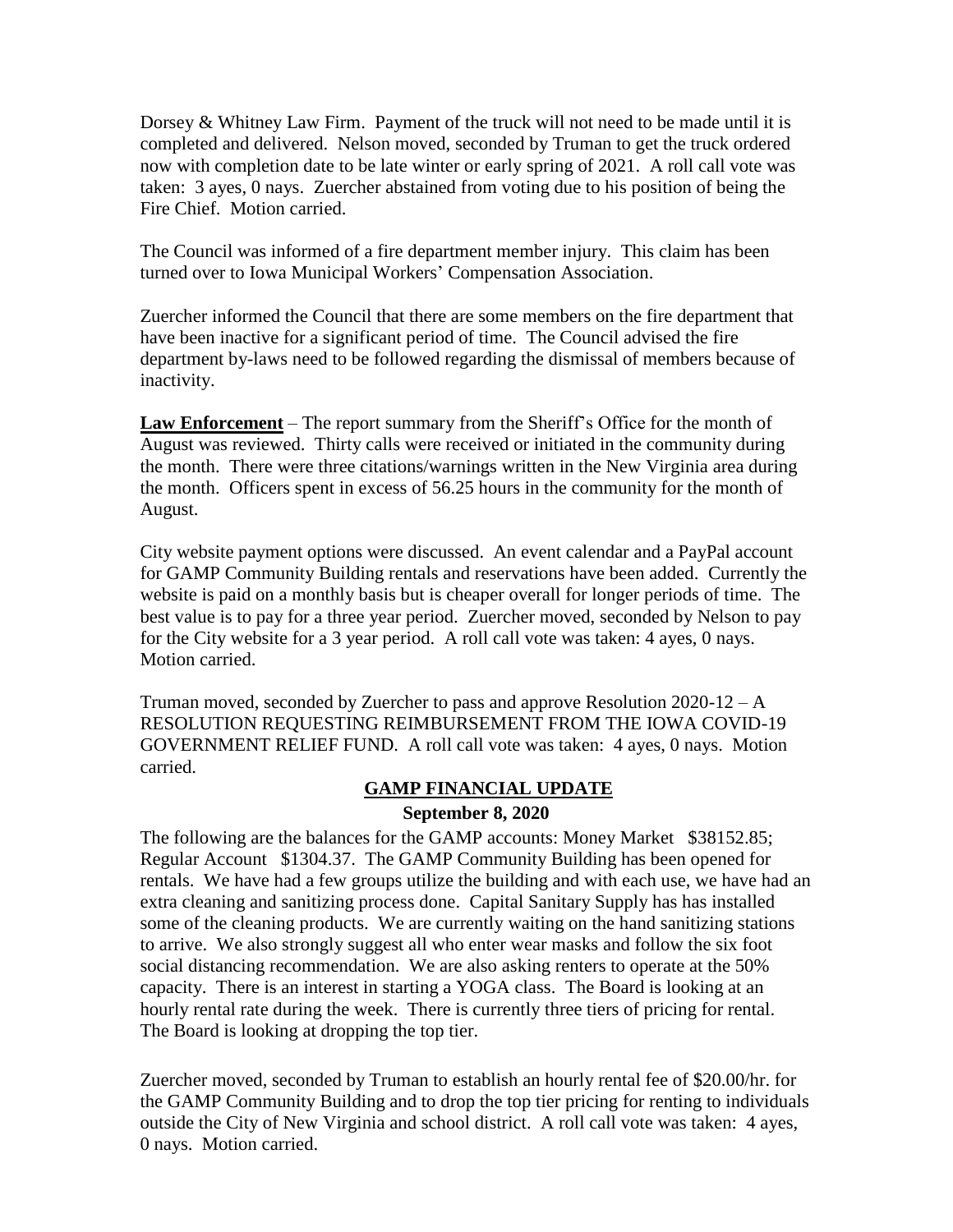Dorsey & Whitney Law Firm. Payment of the truck will not need to be made until it is completed and delivered. Nelson moved, seconded by Truman to get the truck ordered now with completion date to be late winter or early spring of 2021. A roll call vote was taken: 3 ayes, 0 nays. Zuercher abstained from voting due to his position of being the Fire Chief. Motion carried.

The Council was informed of a fire department member injury. This claim has been turned over to Iowa Municipal Workers' Compensation Association.

Zuercher informed the Council that there are some members on the fire department that have been inactive for a significant period of time. The Council advised the fire department by-laws need to be followed regarding the dismissal of members because of inactivity.

**Law Enforcement** – The report summary from the Sheriff's Office for the month of August was reviewed. Thirty calls were received or initiated in the community during the month. There were three citations/warnings written in the New Virginia area during the month. Officers spent in excess of 56.25 hours in the community for the month of August.

City website payment options were discussed. An event calendar and a PayPal account for GAMP Community Building rentals and reservations have been added. Currently the website is paid on a monthly basis but is cheaper overall for longer periods of time. The best value is to pay for a three year period. Zuercher moved, seconded by Nelson to pay for the City website for a 3 year period. A roll call vote was taken: 4 ayes, 0 nays. Motion carried.

Truman moved, seconded by Zuercher to pass and approve Resolution 2020-12 – A RESOLUTION REQUESTING REIMBURSEMENT FROM THE IOWA COVID-19 GOVERNMENT RELIEF FUND. A roll call vote was taken: 4 ayes, 0 nays. Motion carried.

**GAMP FINANCIAL UPDATE**

**September 8, 2020**

The following are the balances for the GAMP accounts: Money Market $38152.85; Regular Account $1304.37. The GAMP Community Building has been opened for rentals. We have had a few groups utilize the building and with each use, we have had an extra cleaning and sanitizing process done. Capital Sanitary Supply has has installed some of the cleaning products. We are currently waiting on the hand sanitizing stations to arrive. We also strongly suggest all who enter wear masks and follow the six foot social distancing recommendation. We are also asking renters to operate at the 50% capacity. There is an interest in starting a YOGA class. The Board is looking at an hourly rental rate during the week. There is currently three tiers of pricing for rental. The Board is looking at dropping the top tier.

Zuercher moved, seconded by Truman to establish an hourly rental fee of $20.00/hr. for the GAMP Community Building and to drop the top tier pricing for renting to individuals outside the City of New Virginia and school district. A roll call vote was taken: 4 ayes, 0 nays. Motion carried.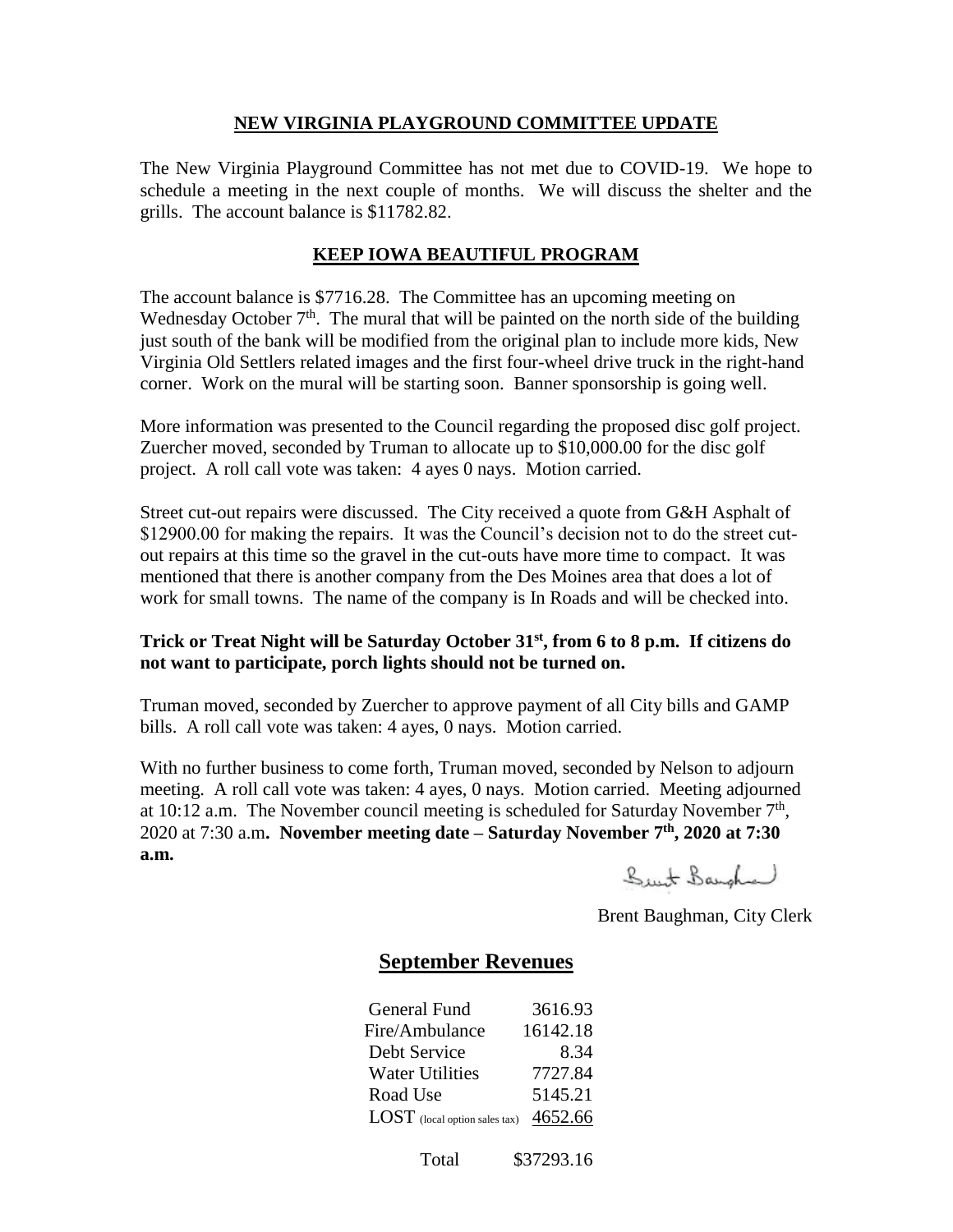## NEW VIRGINIA PLAYGROUND COMMITTEE UPDATE

The New Virginia Playground Committee has not met due to COVID-19. We hope to schedule a meeting in the next couple of months. We will discuss the shelter and the grills. The account balance is $11782.82.

## KEEP IOWA BEAUTIFUL PROGRAM

The account balance is $7716.28. The Committee has an upcoming meeting on Wednesday October 7th. The mural that will be painted on the north side of the building just south of the bank will be modified from the original plan to include more kids, New Virginia Old Settlers related images and the first four-wheel drive truck in the right-hand corner. Work on the mural will be starting soon. Banner sponsorship is going well.

More information was presented to the Council regarding the proposed disc golf project. Zuercher moved, seconded by Truman to allocate up to $10,000.00 for the disc golf project. A roll call vote was taken: 4 ayes 0 nays. Motion carried.

Street cut-out repairs were discussed. The City received a quote from G&H Asphalt of $12900.00 for making the repairs. It was the Council's decision not to do the street cut-out repairs at this time so the gravel in the cut-outs have more time to compact. It was mentioned that there is another company from the Des Moines area that does a lot of work for small towns. The name of the company is In Roads and will be checked into.

**Trick or Treat Night will be Saturday October 31st, from 6 to 8 p.m. If citizens do not want to participate, porch lights should not be turned on.**

Truman moved, seconded by Zuercher to approve payment of all City bills and GAMP bills. A roll call vote was taken: 4 ayes, 0 nays. Motion carried.

With no further business to come forth, Truman moved, seconded by Nelson to adjourn meeting. A roll call vote was taken: 4 ayes, 0 nays. Motion carried. Meeting adjourned at 10:12 a.m. The November council meeting is scheduled for Saturday November 7th, 2020 at 7:30 a.m**. November meeting date – Saturday November 7th, 2020 at 7:30 a.m.**

Brent Baughman, City Clerk

## September Revenues

| | |
|---|---|
| General Fund | 3616.93 |
| Fire/Ambulance | 16142.18 |
| Debt Service | 8.34 |
| Water Utilities | 7727.84 |
| Road Use | 5145.21 |
| LOST (local option sales tax) | 4652.66 |
| Total | $37293.16 |